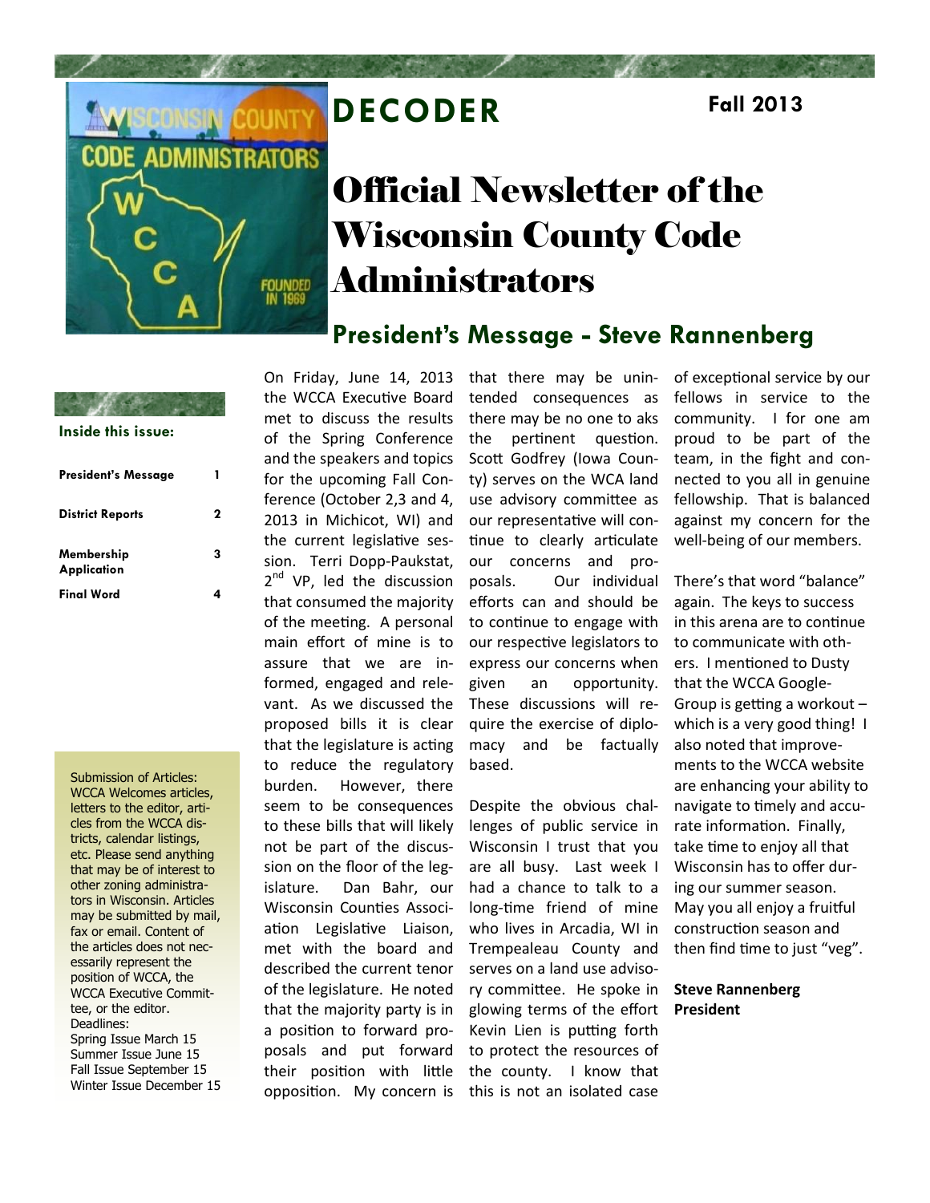# DECODER

**Fall 2013**

# Official Newsletter of the Wisconsin County Code Administrators

**Inside this issue:**

| | |
|---|---|
| President's Message | 1 |
| District Reports | 2 |
| Membership Application | 3 |
| Final Word | 4 |

Submission of Articles: WCCA Welcomes articles, letters to the editor, articles from the WCCA districts, calendar listings, etc. Please send anything that may be of interest to other zoning administrators in Wisconsin. Articles may be submitted by mail, fax or email. Content of the articles does not necessarily represent the position of WCCA, the WCCA Executive Committee, or the editor.
Deadlines:
Spring Issue March 15
Summer Issue June 15
Fall Issue September 15
Winter Issue December 15

## President's Message - Steve Rannenberg

On Friday, June 14, 2013 the WCCA Executive Board met to discuss the results of the Spring Conference and the speakers and topics for the upcoming Fall Conference (October 2,3 and 4, 2013 in Michicot, WI) and the current legislative session. Terri Dopp-Paukstat, 2nd VP, led the discussion that consumed the majority of the meeting. A personal main effort of mine is to assure that we are informed, engaged and relevant. As we discussed the proposed bills it is clear that the legislature is acting to reduce the regulatory burden. However, there seem to be consequences to these bills that will likely not be part of the discussion on the floor of the legislature. Dan Bahr, our Wisconsin Counties Association Legislative Liaison, met with the board and described the current tenor of the legislature. He noted that the majority party is in a position to forward proposals and put forward their position with little opposition. My concern is that there may be unintended consequences as there may be no one to aks the pertinent question. Scott Godfrey (Iowa County) serves on the WCA land use advisory committee as our representative will continue to clearly articulate our concerns and proposals. Our individual efforts can and should be to continue to engage with our respective legislators to express our concerns when given an opportunity. These discussions will require the exercise of diplomacy and be factually based.

Despite the obvious challenges of public service in Wisconsin I trust that you are all busy. Last week I had a chance to talk to a long-time friend of mine who lives in Arcadia, WI in Trempealeau County and serves on a land use advisory committee. He spoke in glowing terms of the effort Kevin Lien is putting forth to protect the resources of the county. I know that this is not an isolated case of exceptional service by our fellows in service to the community. I for one am proud to be part of the team, in the fight and connected to you all in genuine fellowship. That is balanced against my concern for the well-being of our members.

There's that word "balance" again. The keys to success in this arena are to continue to communicate with others. I mentioned to Dusty that the WCCA Google-Group is getting a workout – which is a very good thing! I also noted that improvements to the WCCA website are enhancing your ability to navigate to timely and accurate information. Finally, take time to enjoy all that Wisconsin has to offer during our summer season. May you all enjoy a fruitful construction season and then find time to just "veg".

**Steve Rannenberg**
**President**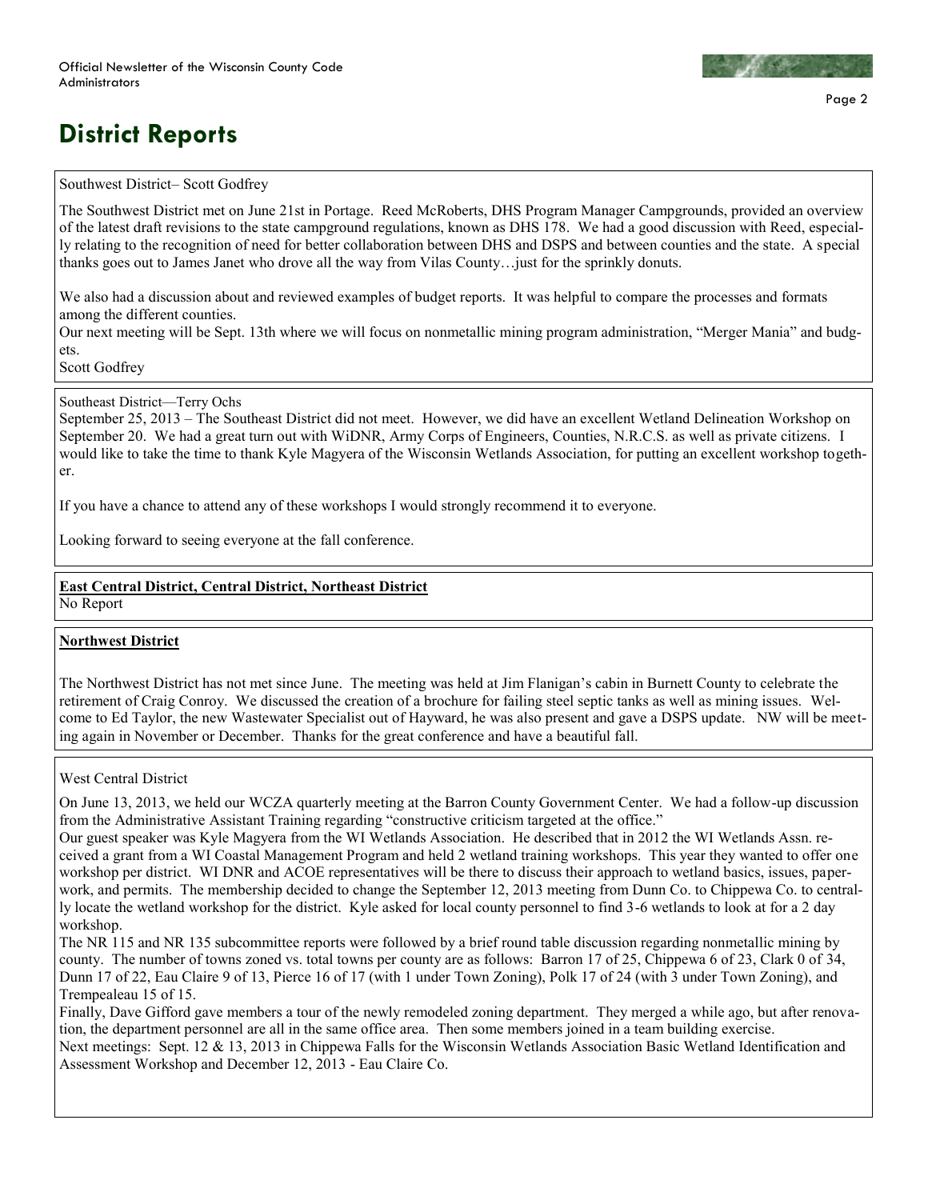# District Reports

Southwest District– Scott Godfrey

The Southwest District met on June 21st in Portage. Reed McRoberts, DHS Program Manager Campgrounds, provided an overview of the latest draft revisions to the state campground regulations, known as DHS 178. We had a good discussion with Reed, especially relating to the recognition of need for better collaboration between DHS and DSPS and between counties and the state. A special thanks goes out to James Janet who drove all the way from Vilas County…just for the sprinkly donuts.

We also had a discussion about and reviewed examples of budget reports. It was helpful to compare the processes and formats among the different counties.

Our next meeting will be Sept. 13th where we will focus on nonmetallic mining program administration, "Merger Mania" and budgets.

Scott Godfrey

Southeast District—Terry Ochs

September 25, 2013 – The Southeast District did not meet. However, we did have an excellent Wetland Delineation Workshop on September 20. We had a great turn out with WiDNR, Army Corps of Engineers, Counties, N.R.C.S. as well as private citizens. I would like to take the time to thank Kyle Magyera of the Wisconsin Wetlands Association, for putting an excellent workshop together.

If you have a chance to attend any of these workshops I would strongly recommend it to everyone.

Looking forward to seeing everyone at the fall conference.

**East Central District, Central District, Northeast District**

No Report

**Northwest District**

The Northwest District has not met since June. The meeting was held at Jim Flanigan's cabin in Burnett County to celebrate the retirement of Craig Conroy. We discussed the creation of a brochure for failing steel septic tanks as well as mining issues. Welcome to Ed Taylor, the new Wastewater Specialist out of Hayward, he was also present and gave a DSPS update. NW will be meeting again in November or December. Thanks for the great conference and have a beautiful fall.

West Central District

On June 13, 2013, we held our WCZA quarterly meeting at the Barron County Government Center. We had a follow-up discussion from the Administrative Assistant Training regarding "constructive criticism targeted at the office."

Our guest speaker was Kyle Magyera from the WI Wetlands Association. He described that in 2012 the WI Wetlands Assn. received a grant from a WI Coastal Management Program and held 2 wetland training workshops. This year they wanted to offer one workshop per district. WI DNR and ACOE representatives will be there to discuss their approach to wetland basics, issues, paperwork, and permits. The membership decided to change the September 12, 2013 meeting from Dunn Co. to Chippewa Co. to centrally locate the wetland workshop for the district. Kyle asked for local county personnel to find 3-6 wetlands to look at for a 2 day workshop.

The NR 115 and NR 135 subcommittee reports were followed by a brief round table discussion regarding nonmetallic mining by county. The number of towns zoned vs. total towns per county are as follows: Barron 17 of 25, Chippewa 6 of 23, Clark 0 of 34, Dunn 17 of 22, Eau Claire 9 of 13, Pierce 16 of 17 (with 1 under Town Zoning), Polk 17 of 24 (with 3 under Town Zoning), and Trempealeau 15 of 15.

Finally, Dave Gifford gave members a tour of the newly remodeled zoning department. They merged a while ago, but after renovation, the department personnel are all in the same office area. Then some members joined in a team building exercise.

Next meetings: Sept. 12 & 13, 2013 in Chippewa Falls for the Wisconsin Wetlands Association Basic Wetland Identification and Assessment Workshop and December 12, 2013 - Eau Claire Co.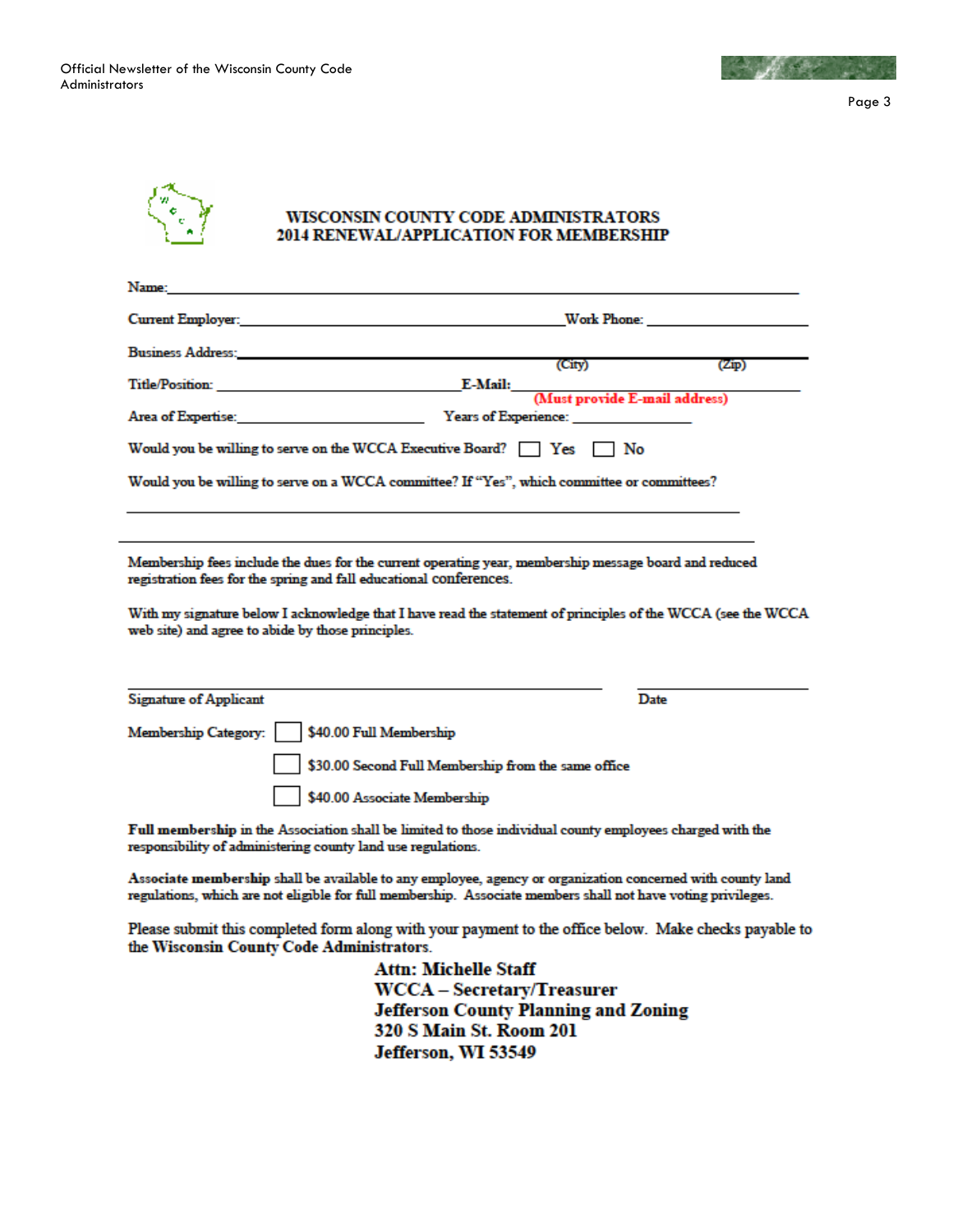# WISCONSIN COUNTY CODE ADMINISTRATORS
## 2014 RENEWAL/APPLICATION FOR MEMBERSHIP

Name: ____________________________________________

Current Employer: ____________________________ Work Phone: ________________

Business Address: ____________________________________________
(City) (Zip)

Title/Position: ____________________ E-Mail: ____________________
**(Must provide E-mail address)**

Area of Expertise: ____________________ Years of Experience: ____________

Would you be willing to serve on the WCCA Executive Board? ☐ Yes ☐ No

Would you be willing to serve on a WCCA committee? If "Yes", which committee or committees?

____________________________________________

____________________________________________

Membership fees include the dues for the current operating year, membership message board and reduced registration fees for the spring and fall educational conferences.

With my signature below I acknowledge that I have read the statement of principles of the WCCA (see the WCCA web site) and agree to abide by those principles.

____________________________________________ ________________

Signature of Applicant Date

Membership Category: ☐ $40.00 Full Membership

☐ $30.00 Second Full Membership from the same office

☐ $40.00 Associate Membership

**Full membership** in the Association shall be limited to those individual county employees charged with the responsibility of administering county land use regulations.

**Associate membership** shall be available to any employee, agency or organization concerned with county land regulations, which are not eligible for full membership. Associate members shall not have voting privileges.

Please submit this completed form along with your payment to the office below. Make checks payable to the Wisconsin County Code Administrators.

**Attn: Michelle Staff**
**WCCA – Secretary/Treasurer**
**Jefferson County Planning and Zoning**
**320 S Main St. Room 201**
**Jefferson, WI 53549**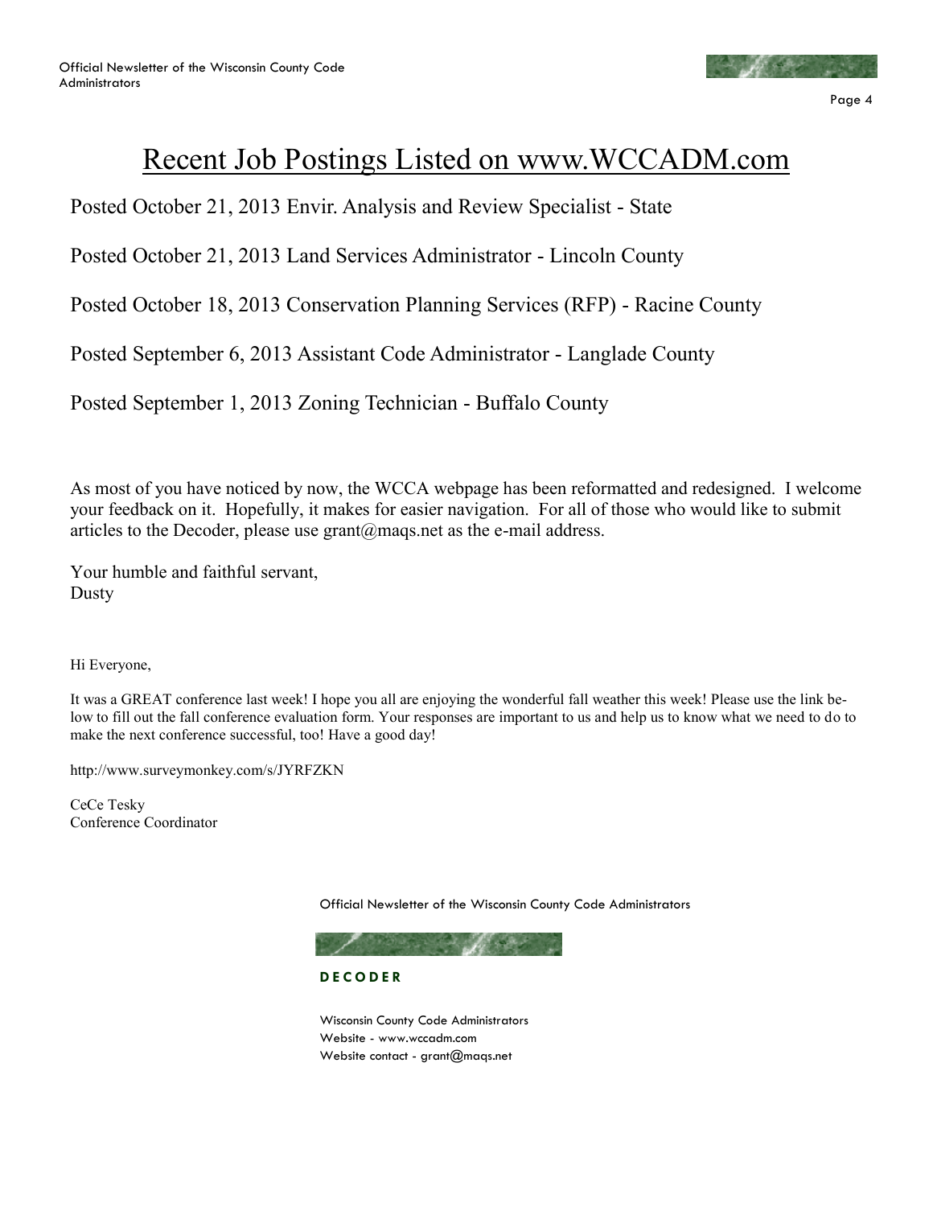# Recent Job Postings Listed on www.WCCADM.com

Posted October 21, 2013 Envir. Analysis and Review Specialist - State

Posted October 21, 2013 Land Services Administrator - Lincoln County

Posted October 18, 2013 Conservation Planning Services (RFP) - Racine County

Posted September 6, 2013 Assistant Code Administrator - Langlade County

Posted September 1, 2013 Zoning Technician - Buffalo County

As most of you have noticed by now, the WCCA webpage has been reformatted and redesigned. I welcome your feedback on it. Hopefully, it makes for easier navigation. For all of those who would like to submit articles to the Decoder, please use grant@maqs.net as the e-mail address.

Your humble and faithful servant,
Dusty

Hi Everyone,

It was a GREAT conference last week! I hope you all are enjoying the wonderful fall weather this week! Please use the link below to fill out the fall conference evaluation form. Your responses are important to us and help us to know what we need to do to make the next conference successful, too! Have a good day!

http://www.surveymonkey.com/s/JYRFZKN

CeCe Tesky
Conference Coordinator

Official Newsletter of the Wisconsin County Code Administrators

**DECODER**

Wisconsin County Code Administrators
Website - www.wccadm.com
Website contact - grant@maqs.net